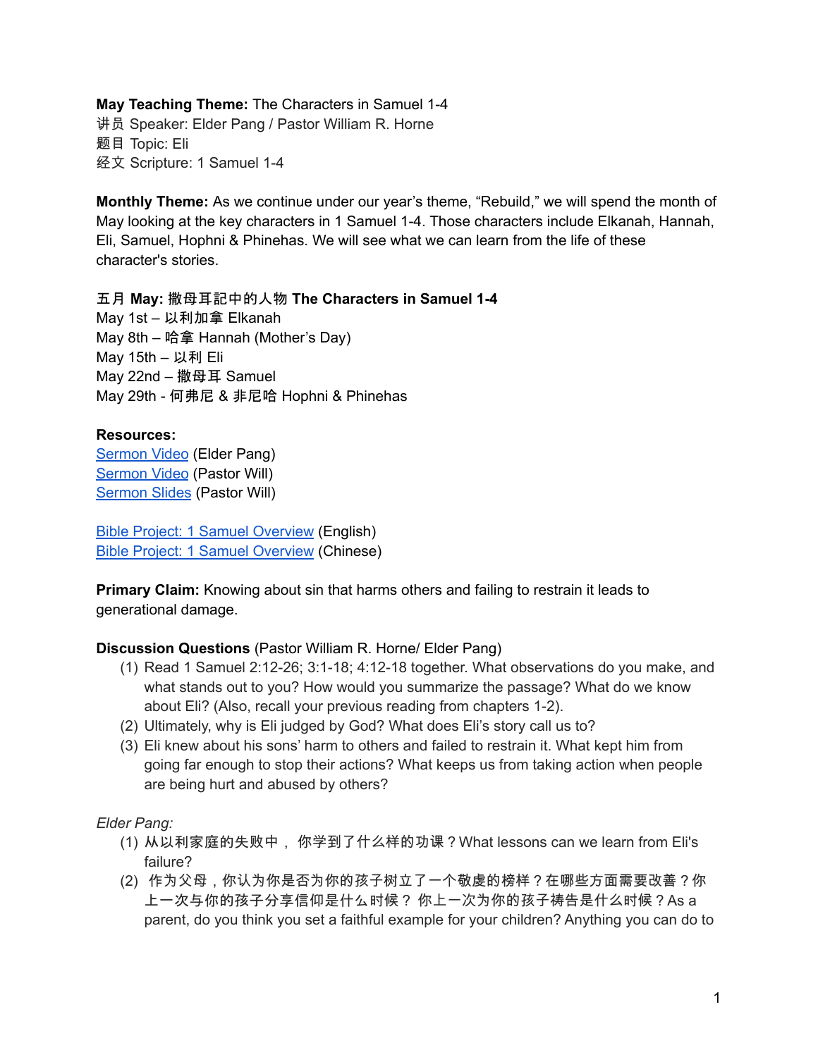**May Teaching Theme:** The Characters in Samuel 1-4
讲员 Speaker: Elder Pang / Pastor William R. Horne
题目 Topic: Eli
经文 Scripture: 1 Samuel 1-4

**Monthly Theme:** As we continue under our year's theme, "Rebuild," we will spend the month of May looking at the key characters in 1 Samuel 1-4. Those characters include Elkanah, Hannah, Eli, Samuel, Hophni & Phinehas. We will see what we can learn from the life of these character's stories.

五月 **May: 撒母耳記中的人物 The Characters in Samuel 1-4**
May 1st – 以利加拿 Elkanah
May 8th – 哈拿 Hannah (Mother's Day)
May 15th – 以利 Eli
May 22nd – 撒母耳 Samuel
May 29th - 何弗尼 & 非尼哈 Hophni & Phinehas

**Resources:**
Sermon Video (Elder Pang)
Sermon Video (Pastor Will)
Sermon Slides (Pastor Will)

Bible Project: 1 Samuel Overview (English)
Bible Project: 1 Samuel Overview (Chinese)

**Primary Claim:** Knowing about sin that harms others and failing to restrain it leads to generational damage.

**Discussion Questions** (Pastor William R. Horne/ Elder Pang)

1. Read 1 Samuel 2:12-26; 3:1-18; 4:12-18 together. What observations do you make, and what stands out to you? How would you summarize the passage? What do we know about Eli? (Also, recall your previous reading from chapters 1-2).
2. Ultimately, why is Eli judged by God? What does Eli's story call us to?
3. Eli knew about his sons' harm to others and failed to restrain it. What kept him from going far enough to stop their actions? What keeps us from taking action when people are being hurt and abused by others?

*Elder Pang:*

1. 从以利家庭的失败中， 你学到了什么样的功课？What lessons can we learn from Eli's failure?
2. 作为父母，你认为你是否为你的孩子树立了一个敬虔的榜样？在哪些方面需要改善？你上一次与你的孩子分享信仰是什么时候？ 你上一次为你的孩子祷告是什么时候？As a parent, do you think you set a faithful example for your children? Anything you can do to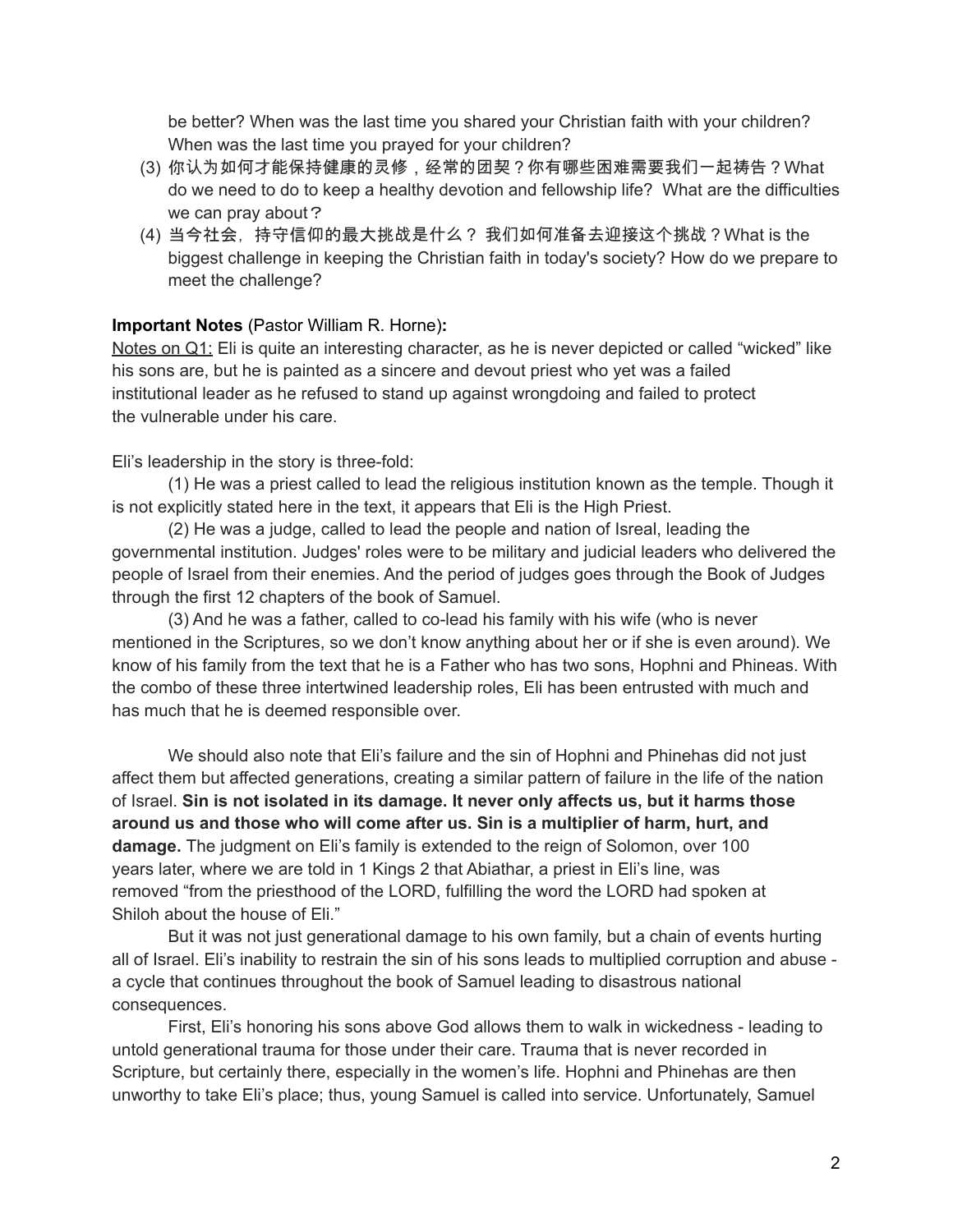be better? When was the last time you shared your Christian faith with your children? When was the last time you prayed for your children?

(3) 你认为如何才能保持健康的灵修，经常的团契？你有哪些困难需要我们一起祷告？What do we need to do to keep a healthy devotion and fellowship life? What are the difficulties we can pray about？

(4) 当今社会，持守信仰的最大挑战是什么？ 我们如何准备去迎接这个挑战？What is the biggest challenge in keeping the Christian faith in today's society? How do we prepare to meet the challenge?

**Important Notes** (Pastor William R. Horne)**:**

<u>Notes on Q1:</u> Eli is quite an interesting character, as he is never depicted or called "wicked" like his sons are, but he is painted as a sincere and devout priest who yet was a failed institutional leader as he refused to stand up against wrongdoing and failed to protect the vulnerable under his care.

Eli's leadership in the story is three-fold:

(1) He was a priest called to lead the religious institution known as the temple. Though it is not explicitly stated here in the text, it appears that Eli is the High Priest.

(2) He was a judge, called to lead the people and nation of Isreal, leading the governmental institution. Judges' roles were to be military and judicial leaders who delivered the people of Israel from their enemies. And the period of judges goes through the Book of Judges through the first 12 chapters of the book of Samuel.

(3) And he was a father, called to co-lead his family with his wife (who is never mentioned in the Scriptures, so we don't know anything about her or if she is even around). We know of his family from the text that he is a Father who has two sons, Hophni and Phineas. With the combo of these three intertwined leadership roles, Eli has been entrusted with much and has much that he is deemed responsible over.

We should also note that Eli's failure and the sin of Hophni and Phinehas did not just affect them but affected generations, creating a similar pattern of failure in the life of the nation of Israel. **Sin is not isolated in its damage. It never only affects us, but it harms those around us and those who will come after us. Sin is a multiplier of harm, hurt, and damage.** The judgment on Eli's family is extended to the reign of Solomon, over 100 years later, where we are told in 1 Kings 2 that Abiathar, a priest in Eli's line, was removed "from the priesthood of the LORD, fulfilling the word the LORD had spoken at Shiloh about the house of Eli."

But it was not just generational damage to his own family, but a chain of events hurting all of Israel. Eli's inability to restrain the sin of his sons leads to multiplied corruption and abuse - a cycle that continues throughout the book of Samuel leading to disastrous national consequences.

First, Eli's honoring his sons above God allows them to walk in wickedness - leading to untold generational trauma for those under their care. Trauma that is never recorded in Scripture, but certainly there, especially in the women's life. Hophni and Phinehas are then unworthy to take Eli's place; thus, young Samuel is called into service. Unfortunately, Samuel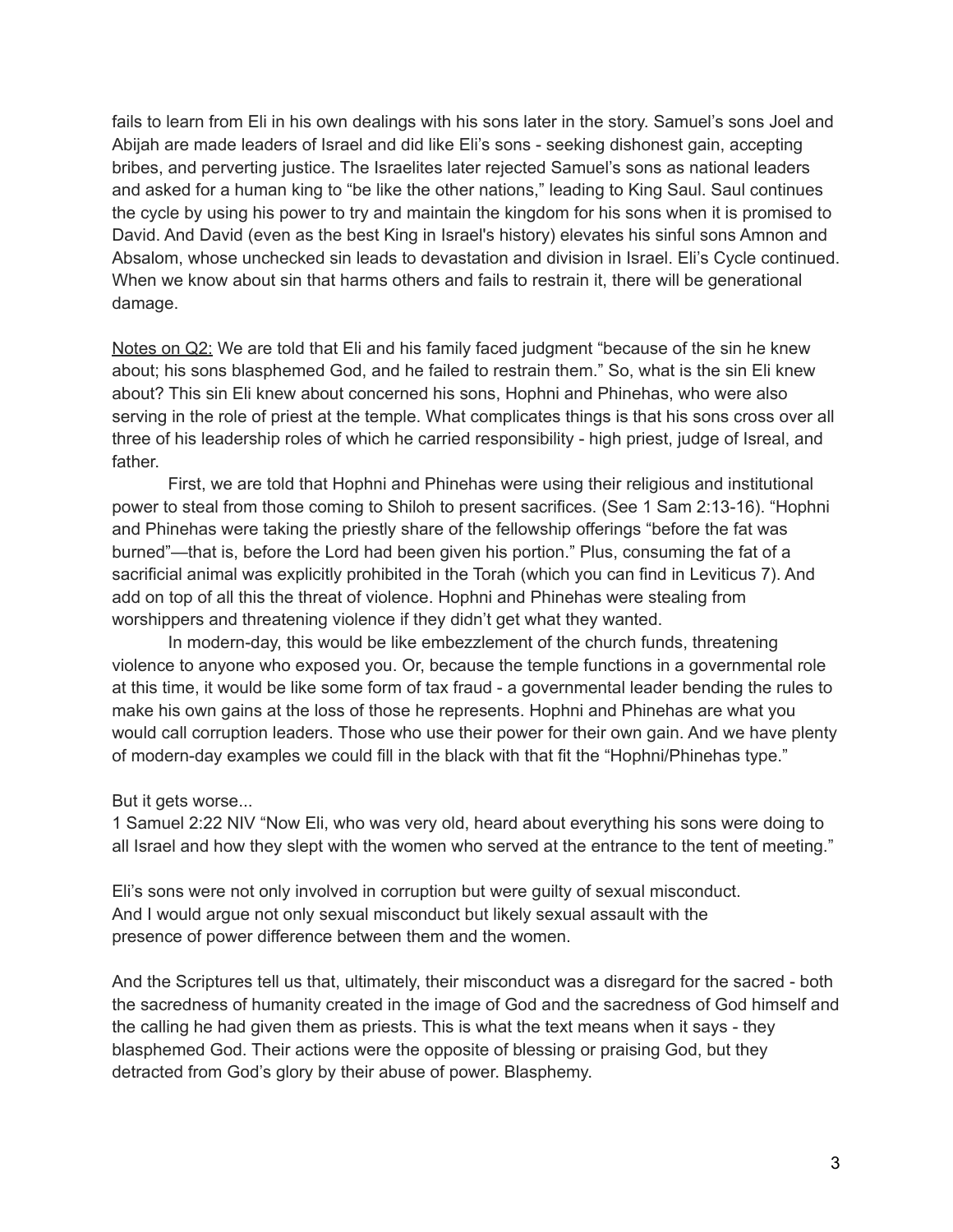fails to learn from Eli in his own dealings with his sons later in the story. Samuel's sons Joel and Abijah are made leaders of Israel and did like Eli's sons - seeking dishonest gain, accepting bribes, and perverting justice. The Israelites later rejected Samuel's sons as national leaders and asked for a human king to "be like the other nations," leading to King Saul. Saul continues the cycle by using his power to try and maintain the kingdom for his sons when it is promised to David. And David (even as the best King in Israel's history) elevates his sinful sons Amnon and Absalom, whose unchecked sin leads to devastation and division in Israel. Eli's Cycle continued. When we know about sin that harms others and fails to restrain it, there will be generational damage.

<u>Notes on Q2:</u> We are told that Eli and his family faced judgment "because of the sin he knew about; his sons blasphemed God, and he failed to restrain them." So, what is the sin Eli knew about? This sin Eli knew about concerned his sons, Hophni and Phinehas, who were also serving in the role of priest at the temple. What complicates things is that his sons cross over all three of his leadership roles of which he carried responsibility - high priest, judge of Isreal, and father.

First, we are told that Hophni and Phinehas were using their religious and institutional power to steal from those coming to Shiloh to present sacrifices. (See 1 Sam 2:13-16). "Hophni and Phinehas were taking the priestly share of the fellowship offerings "before the fat was burned"—that is, before the Lord had been given his portion." Plus, consuming the fat of a sacrificial animal was explicitly prohibited in the Torah (which you can find in Leviticus 7). And add on top of all this the threat of violence. Hophni and Phinehas were stealing from worshippers and threatening violence if they didn't get what they wanted.

In modern-day, this would be like embezzlement of the church funds, threatening violence to anyone who exposed you. Or, because the temple functions in a governmental role at this time, it would be like some form of tax fraud - a governmental leader bending the rules to make his own gains at the loss of those he represents. Hophni and Phinehas are what you would call corruption leaders. Those who use their power for their own gain. And we have plenty of modern-day examples we could fill in the black with that fit the "Hophni/Phinehas type."

But it gets worse...

1 Samuel 2:22 NIV "Now Eli, who was very old, heard about everything his sons were doing to all Israel and how they slept with the women who served at the entrance to the tent of meeting."

Eli's sons were not only involved in corruption but were guilty of sexual misconduct. And I would argue not only sexual misconduct but likely sexual assault with the presence of power difference between them and the women.

And the Scriptures tell us that, ultimately, their misconduct was a disregard for the sacred - both the sacredness of humanity created in the image of God and the sacredness of God himself and the calling he had given them as priests. This is what the text means when it says - they blasphemed God. Their actions were the opposite of blessing or praising God, but they detracted from God's glory by their abuse of power. Blasphemy.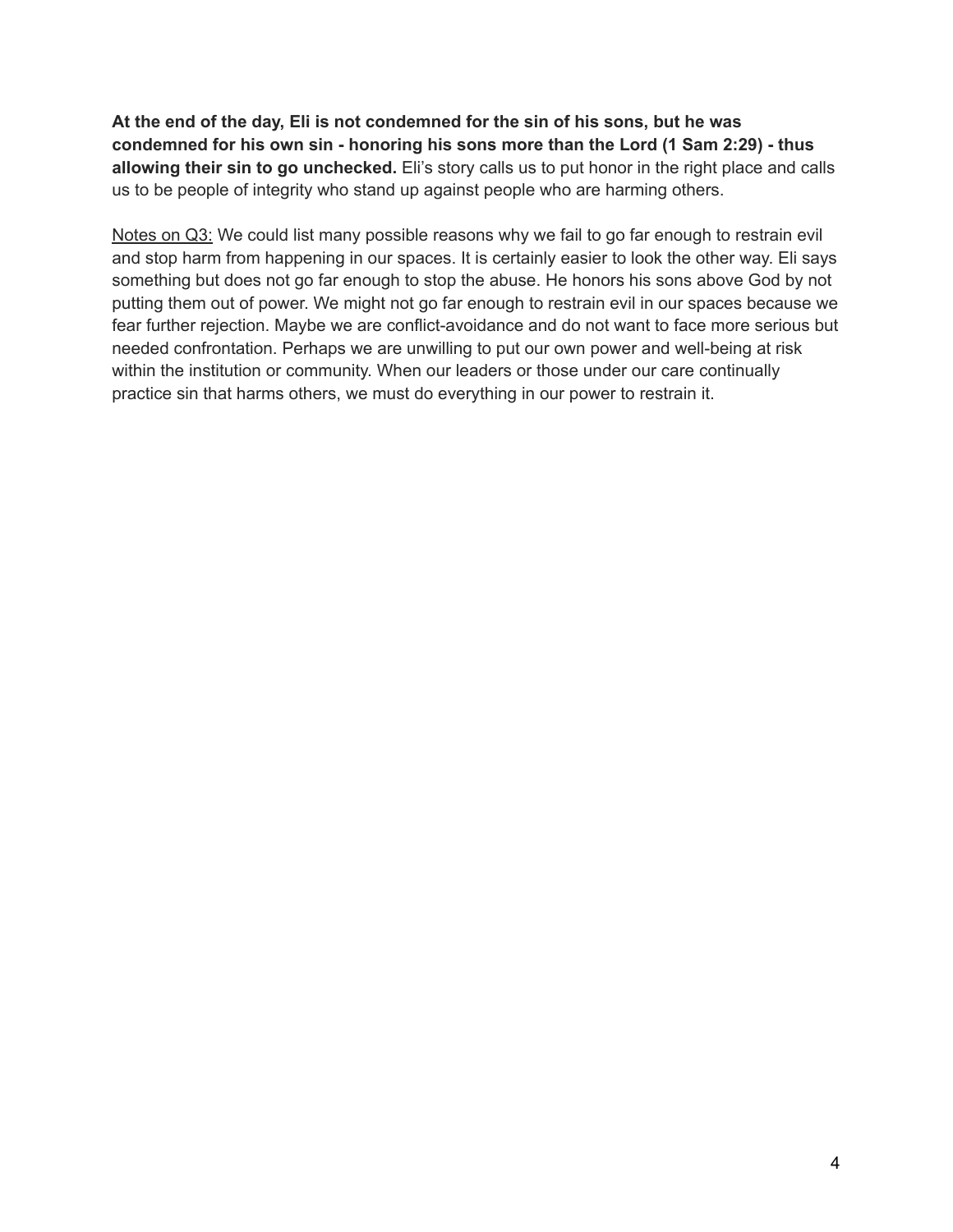**At the end of the day, Eli is not condemned for the sin of his sons, but he was condemned for his own sin - honoring his sons more than the Lord (1 Sam 2:29) - thus allowing their sin to go unchecked.** Eli's story calls us to put honor in the right place and calls us to be people of integrity who stand up against people who are harming others.

<u>Notes on Q3:</u> We could list many possible reasons why we fail to go far enough to restrain evil and stop harm from happening in our spaces. It is certainly easier to look the other way. Eli says something but does not go far enough to stop the abuse. He honors his sons above God by not putting them out of power. We might not go far enough to restrain evil in our spaces because we fear further rejection. Maybe we are conflict-avoidance and do not want to face more serious but needed confrontation. Perhaps we are unwilling to put our own power and well-being at risk within the institution or community. When our leaders or those under our care continually practice sin that harms others, we must do everything in our power to restrain it.